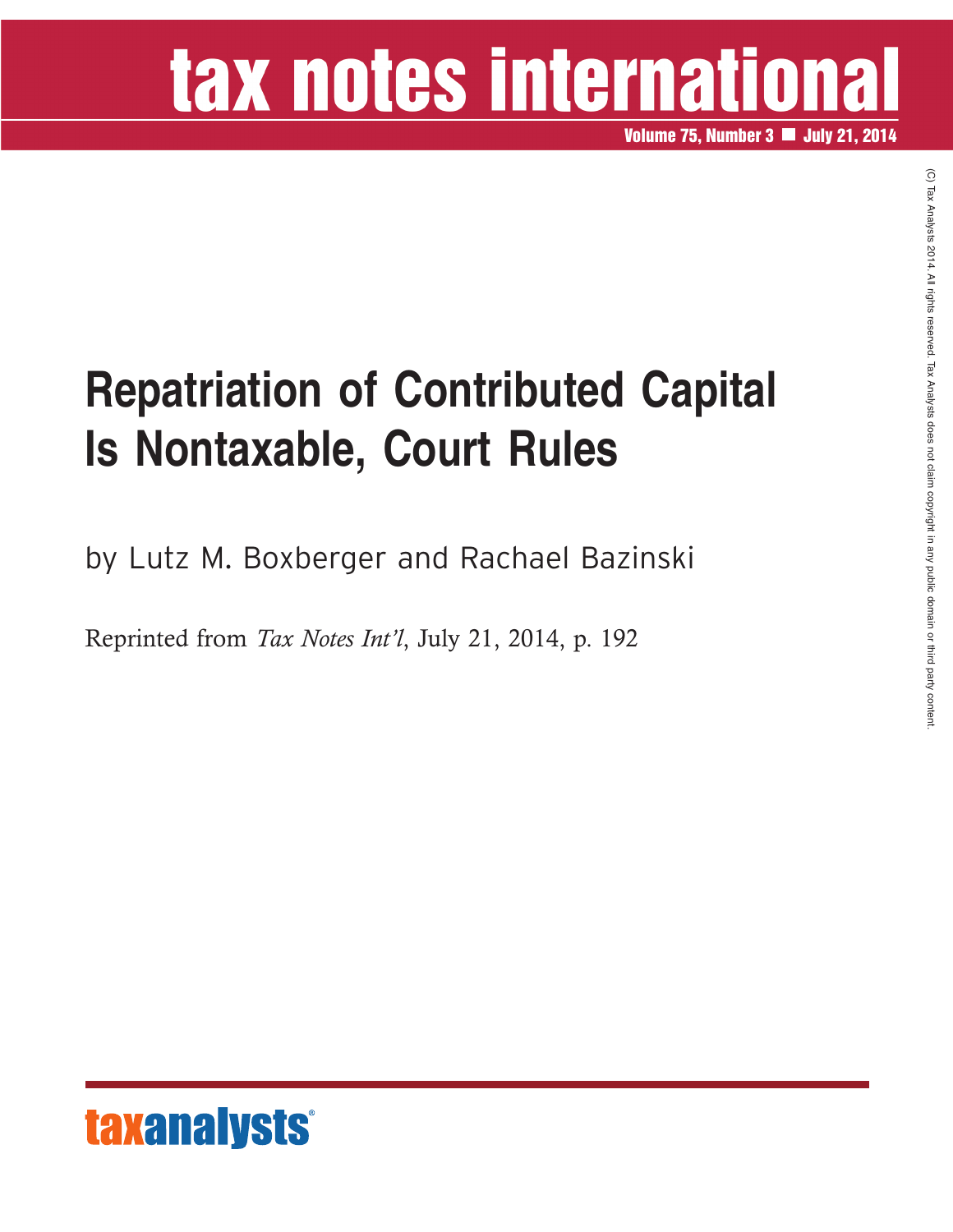# tax notes international

Volume 75, Number 3 ■ July 21, 2014

# Repatriation of Contributed Capital Is Nontaxable, Court Rules

by Lutz M. Boxberger and Rachael Bazinski

Reprinted from *Tax Notes Int'l*, July 21, 2014, p. 192

(C) Tax Analysts 2014. All rights reserved. Tax Analysts does not claim copyright in any public domain or third party content.

taxanalysts®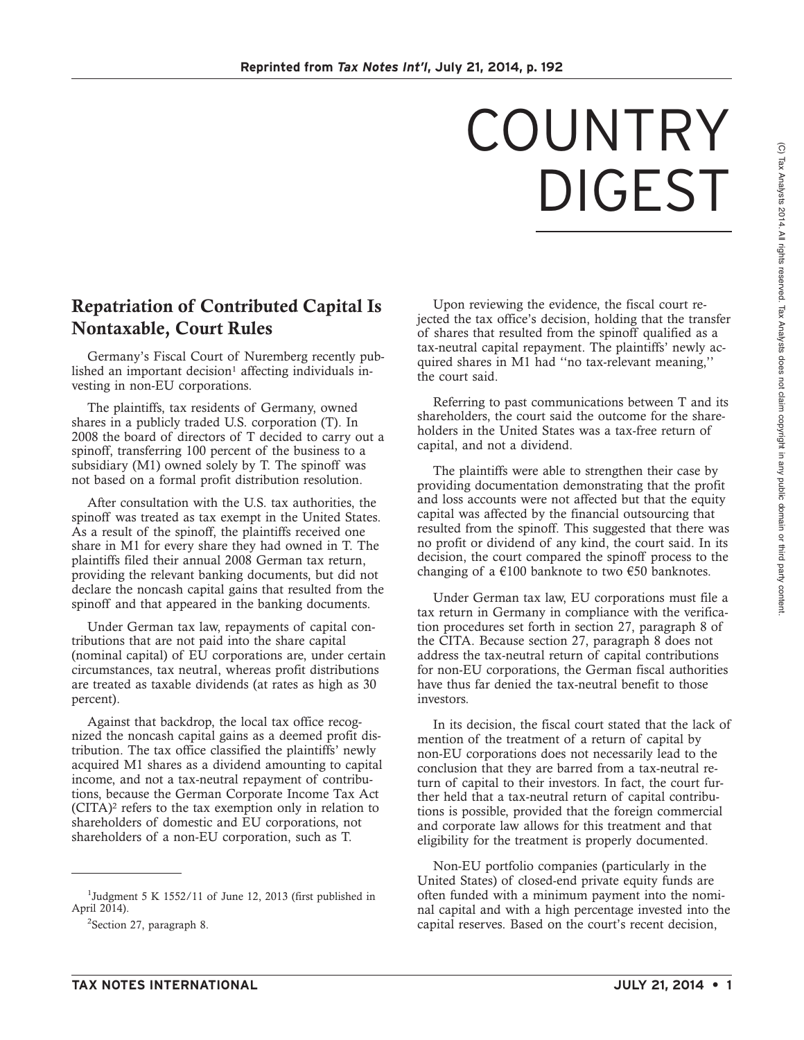# COUNTRY DIGEST

## Repatriation of Contributed Capital Is Nontaxable, Court Rules

Germany's Fiscal Court of Nuremberg recently published an important decision[1] affecting individuals investing in non-EU corporations.

The plaintiffs, tax residents of Germany, owned shares in a publicly traded U.S. corporation (T). In 2008 the board of directors of T decided to carry out a spinoff, transferring 100 percent of the business to a subsidiary (M1) owned solely by T. The spinoff was not based on a formal profit distribution resolution.

After consultation with the U.S. tax authorities, the spinoff was treated as tax exempt in the United States. As a result of the spinoff, the plaintiffs received one share in M1 for every share they had owned in T. The plaintiffs filed their annual 2008 German tax return, providing the relevant banking documents, but did not declare the noncash capital gains that resulted from the spinoff and that appeared in the banking documents.

Under German tax law, repayments of capital contributions that are not paid into the share capital (nominal capital) of EU corporations are, under certain circumstances, tax neutral, whereas profit distributions are treated as taxable dividends (at rates as high as 30 percent).

Against that backdrop, the local tax office recognized the noncash capital gains as a deemed profit distribution. The tax office classified the plaintiffs' newly acquired M1 shares as a dividend amounting to capital income, and not a tax-neutral repayment of contributions, because the German Corporate Income Tax Act (CITA)[2] refers to the tax exemption only in relation to shareholders of domestic and EU corporations, not shareholders of a non-EU corporation, such as T.

Upon reviewing the evidence, the fiscal court rejected the tax office's decision, holding that the transfer of shares that resulted from the spinoff qualified as a tax-neutral capital repayment. The plaintiffs' newly acquired shares in M1 had "no tax-relevant meaning," the court said.

Referring to past communications between T and its shareholders, the court said the outcome for the shareholders in the United States was a tax-free return of capital, and not a dividend.

The plaintiffs were able to strengthen their case by providing documentation demonstrating that the profit and loss accounts were not affected but that the equity capital was affected by the financial outsourcing that resulted from the spinoff. This suggested that there was no profit or dividend of any kind, the court said. In its decision, the court compared the spinoff process to the changing of a €100 banknote to two €50 banknotes.

Under German tax law, EU corporations must file a tax return in Germany in compliance with the verification procedures set forth in section 27, paragraph 8 of the CITA. Because section 27, paragraph 8 does not address the tax-neutral return of capital contributions for non-EU corporations, the German fiscal authorities have thus far denied the tax-neutral benefit to those investors.

In its decision, the fiscal court stated that the lack of mention of the treatment of a return of capital by non-EU corporations does not necessarily lead to the conclusion that they are barred from a tax-neutral return of capital to their investors. In fact, the court further held that a tax-neutral return of capital contributions is possible, provided that the foreign commercial and corporate law allows for this treatment and that eligibility for the treatment is properly documented.

Non-EU portfolio companies (particularly in the United States) of closed-end private equity funds are often funded with a minimum payment into the nominal capital and with a high percentage invested into the capital reserves. Based on the court's recent decision,

---

[1] Judgment 5 K 1552/11 of June 12, 2013 (first published in April 2014).

[2] Section 27, paragraph 8.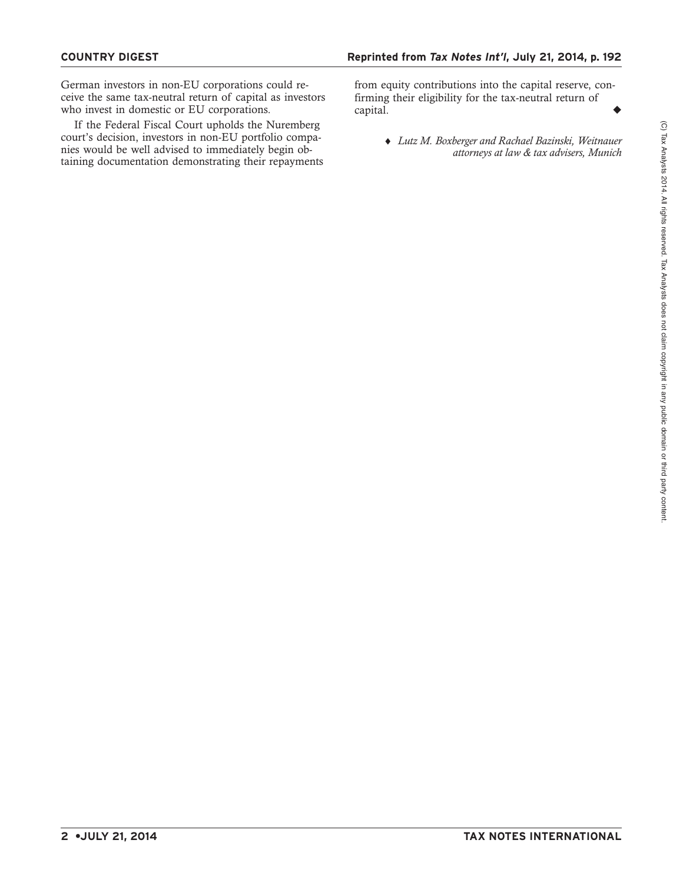German investors in non-EU corporations could receive the same tax-neutral return of capital as investors who invest in domestic or EU corporations.

If the Federal Fiscal Court upholds the Nuremberg court's decision, investors in non-EU portfolio companies would be well advised to immediately begin obtaining documentation demonstrating their repayments from equity contributions into the capital reserve, confirming their eligibility for the tax-neutral return of capital. ◆

♦ *Lutz M. Boxberger and Rachael Bazinski, Weitnauer attorneys at law & tax advisers, Munich*